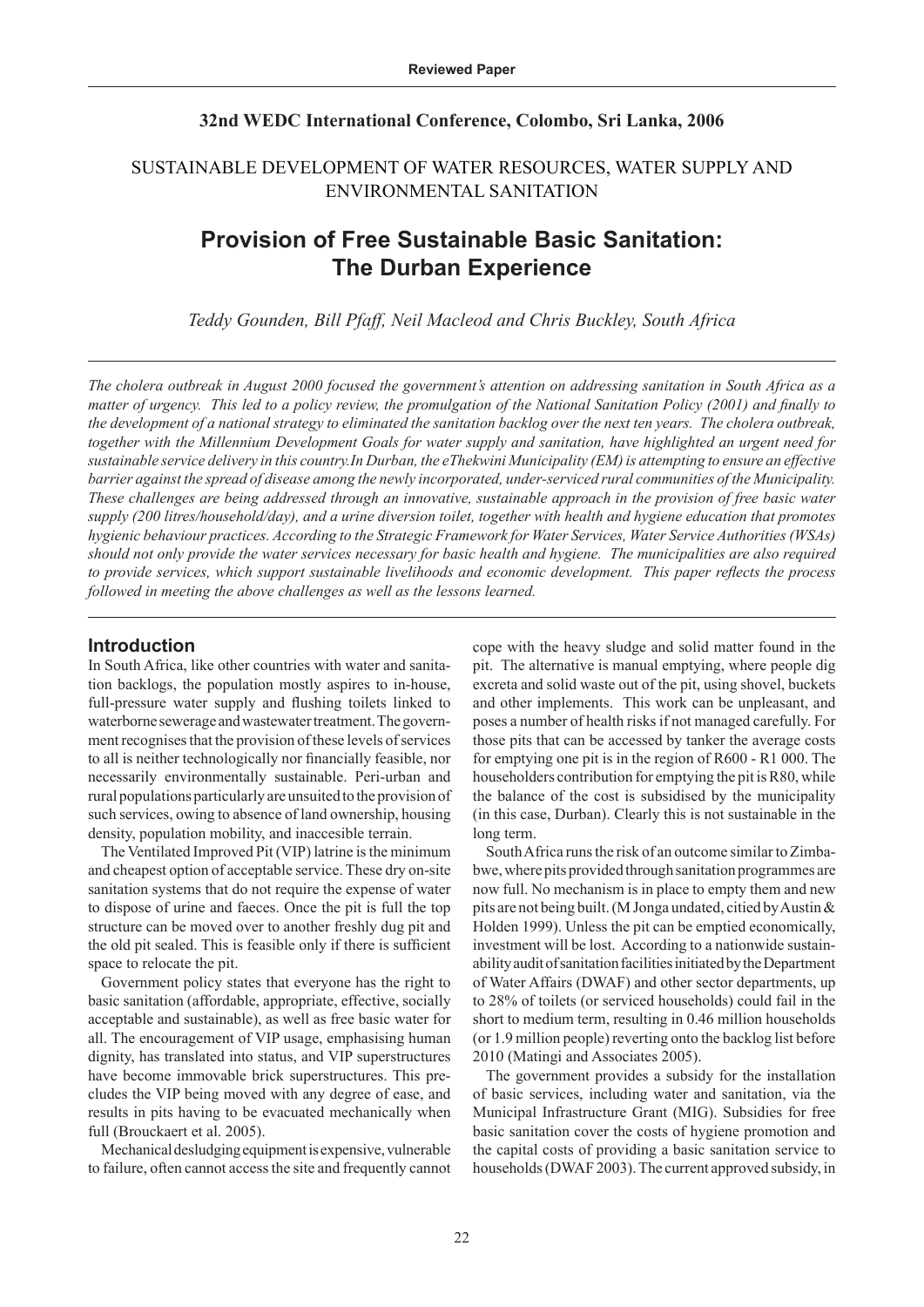Reviewed Paper

**32nd WEDC International Conference, Colombo, Sri Lanka, 2006**

SUSTAINABLE DEVELOPMENT OF WATER RESOURCES, WATER SUPPLY AND ENVIRONMENTAL SANITATION

# Provision of Free Sustainable Basic Sanitation: The Durban Experience

*Teddy Gounden, Bill Pfaff, Neil Macleod and Chris Buckley, South Africa*

*The cholera outbreak in August 2000 focused the government's attention on addressing sanitation in South Africa as a matter of urgency. This led to a policy review, the promulgation of the National Sanitation Policy (2001) and finally to the development of a national strategy to eliminated the sanitation backlog over the next ten years. The cholera outbreak, together with the Millennium Development Goals for water supply and sanitation, have highlighted an urgent need for sustainable service delivery in this country.In Durban, the eThekwini Municipality (EM) is attempting to ensure an effective barrier against the spread of disease among the newly incorporated, under-serviced rural communities of the Municipality. These challenges are being addressed through an innovative, sustainable approach in the provision of free basic water supply (200 litres/household/day), and a urine diversion toilet, together with health and hygiene education that promotes hygienic behaviour practices. According to the Strategic Framework for Water Services, Water Service Authorities (WSAs) should not only provide the water services necessary for basic health and hygiene. The municipalities are also required to provide services, which support sustainable livelihoods and economic development. This paper reflects the process followed in meeting the above challenges as well as the lessons learned.*

## Introduction

In South Africa, like other countries with water and sanitation backlogs, the population mostly aspires to in-house, full-pressure water supply and flushing toilets linked to waterborne sewerage and wastewater treatment. The government recognises that the provision of these levels of services to all is neither technologically nor financially feasible, nor necessarily environmentally sustainable. Peri-urban and rural populations particularly are unsuited to the provision of such services, owing to absence of land ownership, housing density, population mobility, and inaccessible terrain.

The Ventilated Improved Pit (VIP) latrine is the minimum and cheapest option of acceptable service. These dry on-site sanitation systems that do not require the expense of water to dispose of urine and faeces. Once the pit is full the top structure can be moved over to another freshly dug pit and the old pit sealed. This is feasible only if there is sufficient space to relocate the pit.

Government policy states that everyone has the right to basic sanitation (affordable, appropriate, effective, socially acceptable and sustainable), as well as free basic water for all. The encouragement of VIP usage, emphasising human dignity, has translated into status, and VIP superstructures have become immovable brick superstructures. This precludes the VIP being moved with any degree of ease, and results in pits having to be evacuated mechanically when full (Brouckaert et al. 2005).

Mechanical desludging equipment is expensive, vulnerable to failure, often cannot access the site and frequently cannot cope with the heavy sludge and solid matter found in the pit. The alternative is manual emptying, where people dig excreta and solid waste out of the pit, using shovel, buckets and other implements. This work can be unpleasant, and poses a number of health risks if not managed carefully. For those pits that can be accessed by tanker the average costs for emptying one pit is in the region of R600 - R1 000. The householders contribution for emptying the pit is R80, while the balance of the cost is subsidised by the municipality (in this case, Durban). Clearly this is not sustainable in the long term.

South Africa runs the risk of an outcome similar to Zimbabwe, where pits provided through sanitation programmes are now full. No mechanism is in place to empty them and new pits are not being built. (M Jonga undated, citied by Austin & Holden 1999). Unless the pit can be emptied economically, investment will be lost. According to a nationwide sustainability audit of sanitation facilities initiated by the Department of Water Affairs (DWAF) and other sector departments, up to 28% of toilets (or serviced households) could fail in the short to medium term, resulting in 0.46 million households (or 1.9 million people) reverting onto the backlog list before 2010 (Matingi and Associates 2005).

The government provides a subsidy for the installation of basic services, including water and sanitation, via the Municipal Infrastructure Grant (MIG). Subsidies for free basic sanitation cover the costs of hygiene promotion and the capital costs of providing a basic sanitation service to households (DWAF 2003). The current approved subsidy, in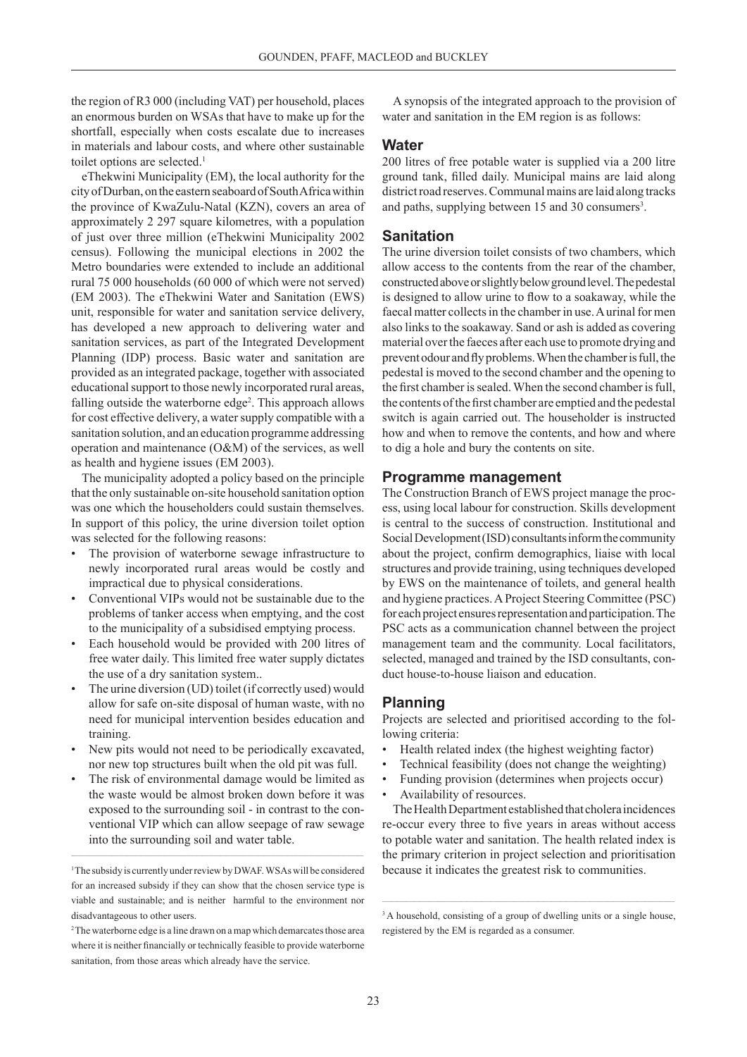the region of R3 000 (including VAT) per household, places an enormous burden on WSAs that have to make up for the shortfall, especially when costs escalate due to increases in materials and labour costs, and where other sustainable toilet options are selected.[1]

eThekwini Municipality (EM), the local authority for the city of Durban, on the eastern seaboard of South Africa within the province of KwaZulu-Natal (KZN), covers an area of approximately 2 297 square kilometres, with a population of just over three million (eThekwini Municipality 2002 census). Following the municipal elections in 2002 the Metro boundaries were extended to include an additional rural 75 000 households (60 000 of which were not served) (EM 2003). The eThekwini Water and Sanitation (EWS) unit, responsible for water and sanitation service delivery, has developed a new approach to delivering water and sanitation services, as part of the Integrated Development Planning (IDP) process. Basic water and sanitation are provided as an integrated package, together with associated educational support to those newly incorporated rural areas, falling outside the waterborne edge[2]. This approach allows for cost effective delivery, a water supply compatible with a sanitation solution, and an education programme addressing operation and maintenance (O&M) of the services, as well as health and hygiene issues (EM 2003).

The municipality adopted a policy based on the principle that the only sustainable on-site household sanitation option was one which the householders could sustain themselves. In support of this policy, the urine diversion toilet option was selected for the following reasons:

- The provision of waterborne sewage infrastructure to newly incorporated rural areas would be costly and impractical due to physical considerations.
- Conventional VIPs would not be sustainable due to the problems of tanker access when emptying, and the cost to the municipality of a subsidised emptying process.
- Each household would be provided with 200 litres of free water daily. This limited free water supply dictates the use of a dry sanitation system..
- The urine diversion (UD) toilet (if correctly used) would allow for safe on-site disposal of human waste, with no need for municipal intervention besides education and training.
- New pits would not need to be periodically excavated, nor new top structures built when the old pit was full.
- The risk of environmental damage would be limited as the waste would be almost broken down before it was exposed to the surrounding soil - in contrast to the conventional VIP which can allow seepage of raw sewage into the surrounding soil and water table.

A synopsis of the integrated approach to the provision of water and sanitation in the EM region is as follows:

## Water

200 litres of free potable water is supplied via a 200 litre ground tank, filled daily. Municipal mains are laid along district road reserves. Communal mains are laid along tracks and paths, supplying between 15 and 30 consumers[3].

## Sanitation

The urine diversion toilet consists of two chambers, which allow access to the contents from the rear of the chamber, constructed above or slightly below ground level. The pedestal is designed to allow urine to flow to a soakaway, while the faecal matter collects in the chamber in use. A urinal for men also links to the soakaway. Sand or ash is added as covering material over the faeces after each use to promote drying and prevent odour and fly problems. When the chamber is full, the pedestal is moved to the second chamber and the opening to the first chamber is sealed. When the second chamber is full, the contents of the first chamber are emptied and the pedestal switch is again carried out. The householder is instructed how and when to remove the contents, and how and where to dig a hole and bury the contents on site.

## Programme management

The Construction Branch of EWS project manage the process, using local labour for construction. Skills development is central to the success of construction. Institutional and Social Development (ISD) consultants inform the community about the project, confirm demographics, liaise with local structures and provide training, using techniques developed by EWS on the maintenance of toilets, and general health and hygiene practices. A Project Steering Committee (PSC) for each project ensures representation and participation. The PSC acts as a communication channel between the project management team and the community. Local facilitators, selected, managed and trained by the ISD consultants, conduct house-to-house liaison and education.

## Planning

Projects are selected and prioritised according to the following criteria:

- Health related index (the highest weighting factor)
- Technical feasibility (does not change the weighting)
- Funding provision (determines when projects occur)
- Availability of resources.

The Health Department established that cholera incidences re-occur every three to five years in areas without access to potable water and sanitation. The health related index is the primary criterion in project selection and prioritisation because it indicates the greatest risk to communities.

---

[1] The subsidy is currently under review by DWAF. WSAs will be considered for an increased subsidy if they can show that the chosen service type is viable and sustainable; and is neither harmful to the environment nor disadvantageous to other users.

[2] The waterborne edge is a line drawn on a map which demarcates those area where it is neither financially or technically feasible to provide waterborne sanitation, from those areas which already have the service.

[3] A household, consisting of a group of dwelling units or a single house, registered by the EM is regarded as a consumer.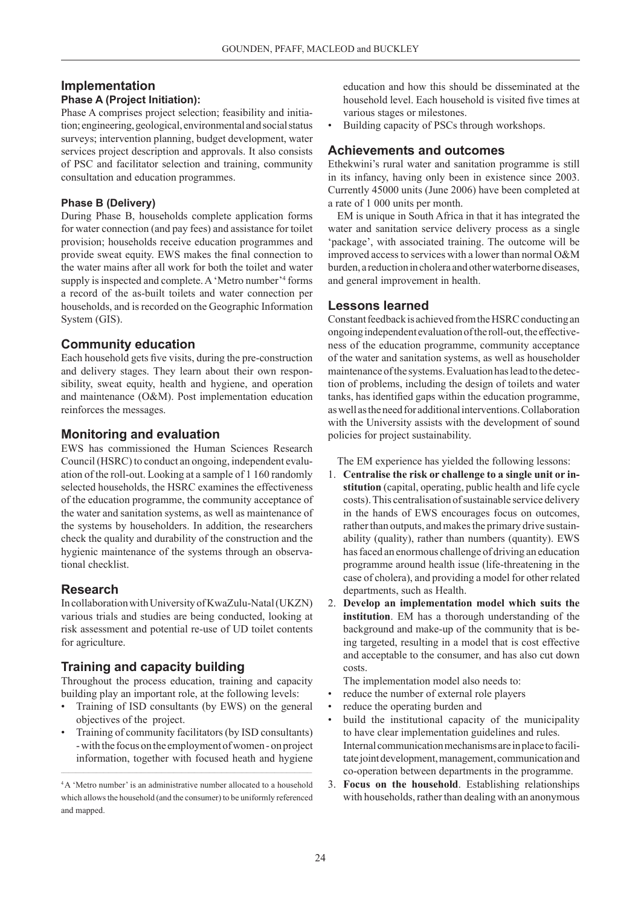## Implementation

### Phase A (Project Initiation):

Phase A comprises project selection; feasibility and initiation; engineering, geological, environmental and social status surveys; intervention planning, budget development, water services project description and approvals. It also consists of PSC and facilitator selection and training, community consultation and education programmes.

### Phase B (Delivery)

During Phase B, households complete application forms for water connection (and pay fees) and assistance for toilet provision; households receive education programmes and provide sweat equity. EWS makes the final connection to the water mains after all work for both the toilet and water supply is inspected and complete. A 'Metro number'[4] forms a record of the as-built toilets and water connection per households, and is recorded on the Geographic Information System (GIS).

## Community education

Each household gets five visits, during the pre-construction and delivery stages. They learn about their own responsibility, sweat equity, health and hygiene, and operation and maintenance (O&M). Post implementation education reinforces the messages.

## Monitoring and evaluation

EWS has commissioned the Human Sciences Research Council (HSRC) to conduct an ongoing, independent evaluation of the roll-out. Looking at a sample of 1 160 randomly selected households, the HSRC examines the effectiveness of the education programme, the community acceptance of the water and sanitation systems, as well as maintenance of the systems by householders. In addition, the researchers check the quality and durability of the construction and the hygienic maintenance of the systems through an observational checklist.

## Research

In collaboration with University of KwaZulu-Natal (UKZN) various trials and studies are being conducted, looking at risk assessment and potential re-use of UD toilet contents for agriculture.

## Training and capacity building

Throughout the process education, training and capacity building play an important role, at the following levels:

- Training of ISD consultants (by EWS) on the general objectives of the project.
- Training of community facilitators (by ISD consultants) - with the focus on the employment of women - on project information, together with focused heath and hygiene education and how this should be disseminated at the household level. Each household is visited five times at various stages or milestones.
- Building capacity of PSCs through workshops.

## Achievements and outcomes

Ethekwini's rural water and sanitation programme is still in its infancy, having only been in existence since 2003. Currently 45000 units (June 2006) have been completed at a rate of 1 000 units per month.

EM is unique in South Africa in that it has integrated the water and sanitation service delivery process as a single 'package', with associated training. The outcome will be improved access to services with a lower than normal O&M burden, a reduction in cholera and other waterborne diseases, and general improvement in health.

## Lessons learned

Constant feedback is achieved from the HSRC conducting an ongoing independent evaluation of the roll-out, the effectiveness of the education programme, community acceptance of the water and sanitation systems, as well as householder maintenance of the systems. Evaluation has lead to the detection of problems, including the design of toilets and water tanks, has identified gaps within the education programme, as well as the need for additional interventions. Collaboration with the University assists with the development of sound policies for project sustainability.

The EM experience has yielded the following lessons:

1. **Centralise the risk or challenge to a single unit or institution** (capital, operating, public health and life cycle costs). This centralisation of sustainable service delivery in the hands of EWS encourages focus on outcomes, rather than outputs, and makes the primary drive sustainability (quality), rather than numbers (quantity). EWS has faced an enormous challenge of driving an education programme around health issue (life-threatening in the case of cholera), and providing a model for other related departments, such as Health.
2. **Develop an implementation model which suits the institution**. EM has a thorough understanding of the background and make-up of the community that is being targeted, resulting in a model that is cost effective and acceptable to the consumer, and has also cut down costs.

   The implementation model also needs to:

   - reduce the number of external role players
   - reduce the operating burden and
   - build the institutional capacity of the municipality to have clear implementation guidelines and rules.

   Internal communication mechanisms are in place to facilitate joint development, management, communication and co-operation between departments in the programme.
3. **Focus on the household**. Establishing relationships with households, rather than dealing with an anonymous

[4] A 'Metro number' is an administrative number allocated to a household which allows the household (and the consumer) to be uniformly referenced and mapped.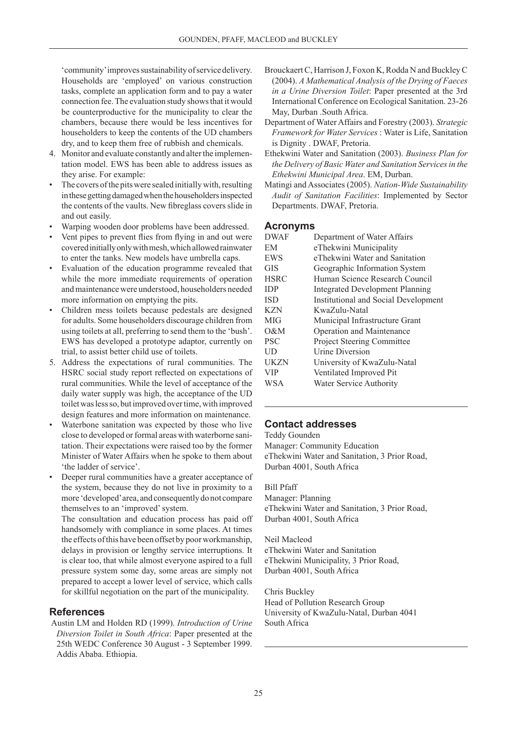'community' improves sustainability of service delivery. Households are 'employed' on various construction tasks, complete an application form and to pay a water connection fee. The evaluation study shows that it would be counterproductive for the municipality to clear the chambers, because there would be less incentives for householders to keep the contents of the UD chambers dry, and to keep them free of rubbish and chemicals.

4. Monitor and evaluate constantly and alter the implementation model. EWS has been able to address issues as they arise. For example:

- The covers of the pits were sealed initially with, resulting in these getting damaged when the householders inspected the contents of the vaults. New fibreglass covers slide in and out easily.
- Warping wooden door problems have been addressed.
- Vent pipes to prevent flies from flying in and out were covered initially only with mesh, which allowed rainwater to enter the tanks. New models have umbrella caps.
- Evaluation of the education programme revealed that while the more immediate requirements of operation and maintenance were understood, householders needed more information on emptying the pits.
- Children mess toilets because pedestals are designed for adults. Some householders discourage children from using toilets at all, preferring to send them to the 'bush'. EWS has developed a prototype adaptor, currently on trial, to assist better child use of toilets.

5. Address the expectations of rural communities. The HSRC social study report reflected on expectations of rural communities. While the level of acceptance of the daily water supply was high, the acceptance of the UD toilet was less so, but improved over time, with improved design features and more information on maintenance.

- Waterbone sanitation was expected by those who live close to developed or formal areas with waterborne sanitation. Their expectations were raised too by the former Minister of Water Affairs when he spoke to them about 'the ladder of service'.
- Deeper rural communities have a greater acceptance of the system, because they do not live in proximity to a more 'developed' area, and consequently do not compare themselves to an 'improved' system.

The consultation and education process has paid off handsomely with compliance in some places. At times the effects of this have been offset by poor workmanship, delays in provision or lengthy service interruptions. It is clear too, that while almost everyone aspired to a full pressure system some day, some areas are simply not prepared to accept a lower level of service, which calls for skillful negotiation on the part of the municipality.

## References

Austin LM and Holden RD (1999). *Introduction of Urine Diversion Toilet in South Africa*: Paper presented at the 25th WEDC Conference 30 August - 3 September 1999. Addis Ababa. Ethiopia.

Brouckaert C, Harrison J, Foxon K, Rodda N and Buckley C (2004). *A Mathematical Analysis of the Drying of Faeces in a Urine Diversion Toilet*: Paper presented at the 3rd International Conference on Ecological Sanitation. 23-26 May, Durban .South Africa.

Department of Water Affairs and Forestry (2003). *Strategic Framework for Water Services* : Water is Life, Sanitation is Dignity . DWAF, Pretoria.

Ethekwini Water and Sanitation (2003). *Business Plan for the Delivery of Basic Water and Sanitation Services in the Ethekwini Municipal Area*. EM, Durban.

Matingi and Associates (2005). *Nation-Wide Sustainability Audit of Sanitation Facilities*: Implemented by Sector Departments. DWAF, Pretoria.

## Acronyms

| | |
|---|---|
| DWAF | Department of Water Affairs |
| EM | eThekwini Municipality |
| EWS | eThekwini Water and Sanitation |
| GIS | Geographic Information System |
| HSRC | Human Science Research Council |
| IDP | Integrated Development Planning |
| ISD | Institutional and Social Development |
| KZN | KwaZulu-Natal |
| MIG | Municipal Infrastructure Grant |
| O&M | Operation and Maintenance |
| PSC | Project Steering Committee |
| UD | Urine Diversion |
| UKZN | University of KwaZulu-Natal |
| VIP | Ventilated Improved Pit |
| WSA | Water Service Authority |

## Contact addresses

Teddy Gounden
Manager: Community Education
eThekwini Water and Sanitation, 3 Prior Road,
Durban 4001, South Africa

Bill Pfaff
Manager: Planning
eThekwini Water and Sanitation, 3 Prior Road,
Durban 4001, South Africa

Neil Macleod
eThekwini Water and Sanitation
eThekwini Municipality, 3 Prior Road,
Durban 4001, South Africa

Chris Buckley
Head of Pollution Research Group
University of KwaZulu-Natal, Durban 4041
South Africa